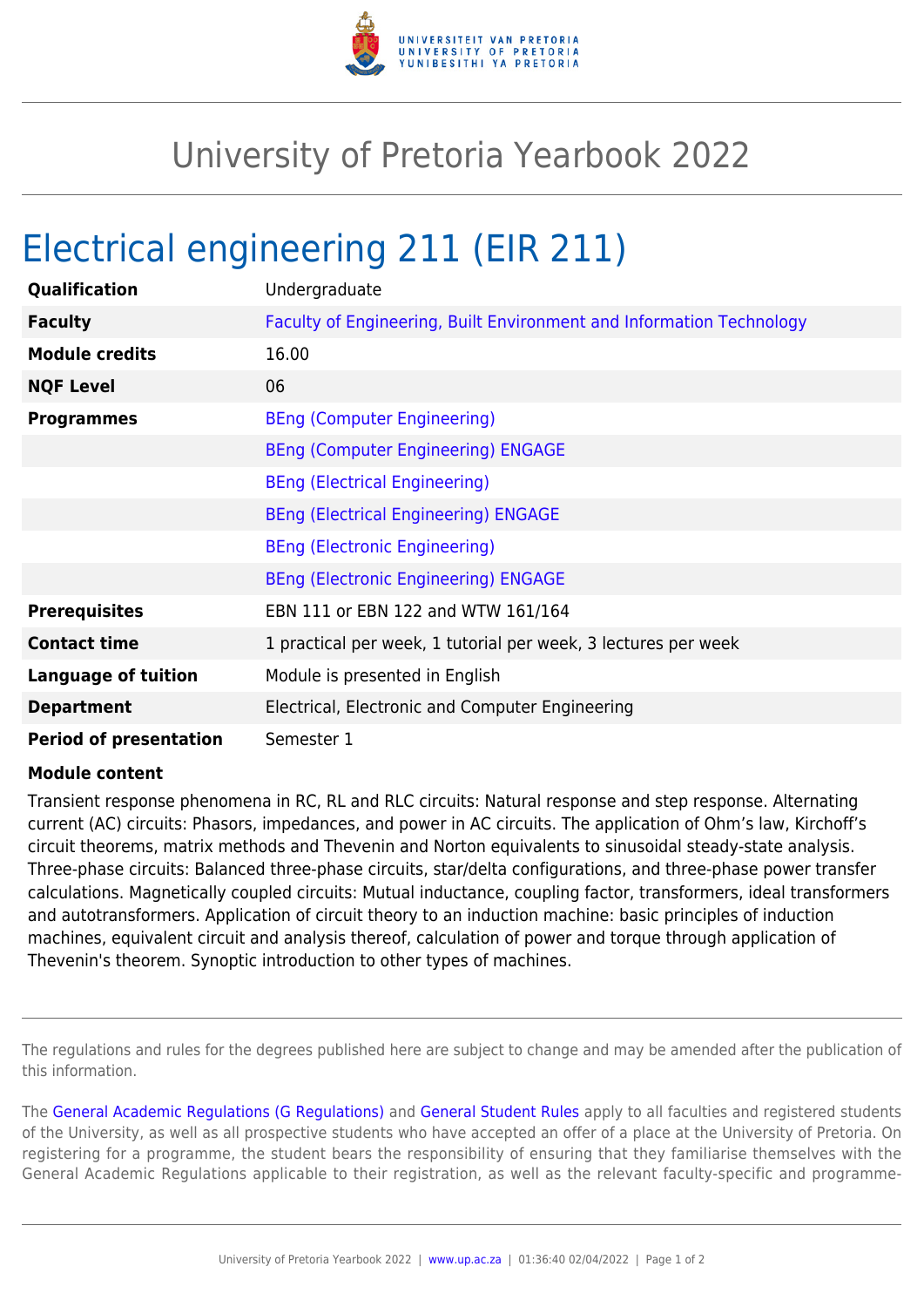# University of Pretoria Yearbook 2022

## Electrical engineering 211 (EIR 211)

| | |
|---|---|
| **Qualification** | Undergraduate |
| **Faculty** | Faculty of Engineering, Built Environment and Information Technology |
| **Module credits** | 16.00 |
| **NQF Level** | 06 |
| **Programmes** | BEng (Computer Engineering) |
| | BEng (Computer Engineering) ENGAGE |
| | BEng (Electrical Engineering) |
| | BEng (Electrical Engineering) ENGAGE |
| | BEng (Electronic Engineering) |
| | BEng (Electronic Engineering) ENGAGE |
| **Prerequisites** | EBN 111 or EBN 122 and WTW 161/164 |
| **Contact time** | 1 practical per week, 1 tutorial per week, 3 lectures per week |
| **Language of tuition** | Module is presented in English |
| **Department** | Electrical, Electronic and Computer Engineering |
| **Period of presentation** | Semester 1 |

**Module content**

Transient response phenomena in RC, RL and RLC circuits: Natural response and step response. Alternating current (AC) circuits: Phasors, impedances, and power in AC circuits. The application of Ohm's law, Kirchoff's circuit theorems, matrix methods and Thevenin and Norton equivalents to sinusoidal steady-state analysis. Three-phase circuits: Balanced three-phase circuits, star/delta configurations, and three-phase power transfer calculations. Magnetically coupled circuits: Mutual inductance, coupling factor, transformers, ideal transformers and autotransformers. Application of circuit theory to an induction machine: basic principles of induction machines, equivalent circuit and analysis thereof, calculation of power and torque through application of Thevenin's theorem. Synoptic introduction to other types of machines.

---

The regulations and rules for the degrees published here are subject to change and may be amended after the publication of this information.

The General Academic Regulations (G Regulations) and General Student Rules apply to all faculties and registered students of the University, as well as all prospective students who have accepted an offer of a place at the University of Pretoria. On registering for a programme, the student bears the responsibility of ensuring that they familiarise themselves with the General Academic Regulations applicable to their registration, as well as the relevant faculty-specific and programme-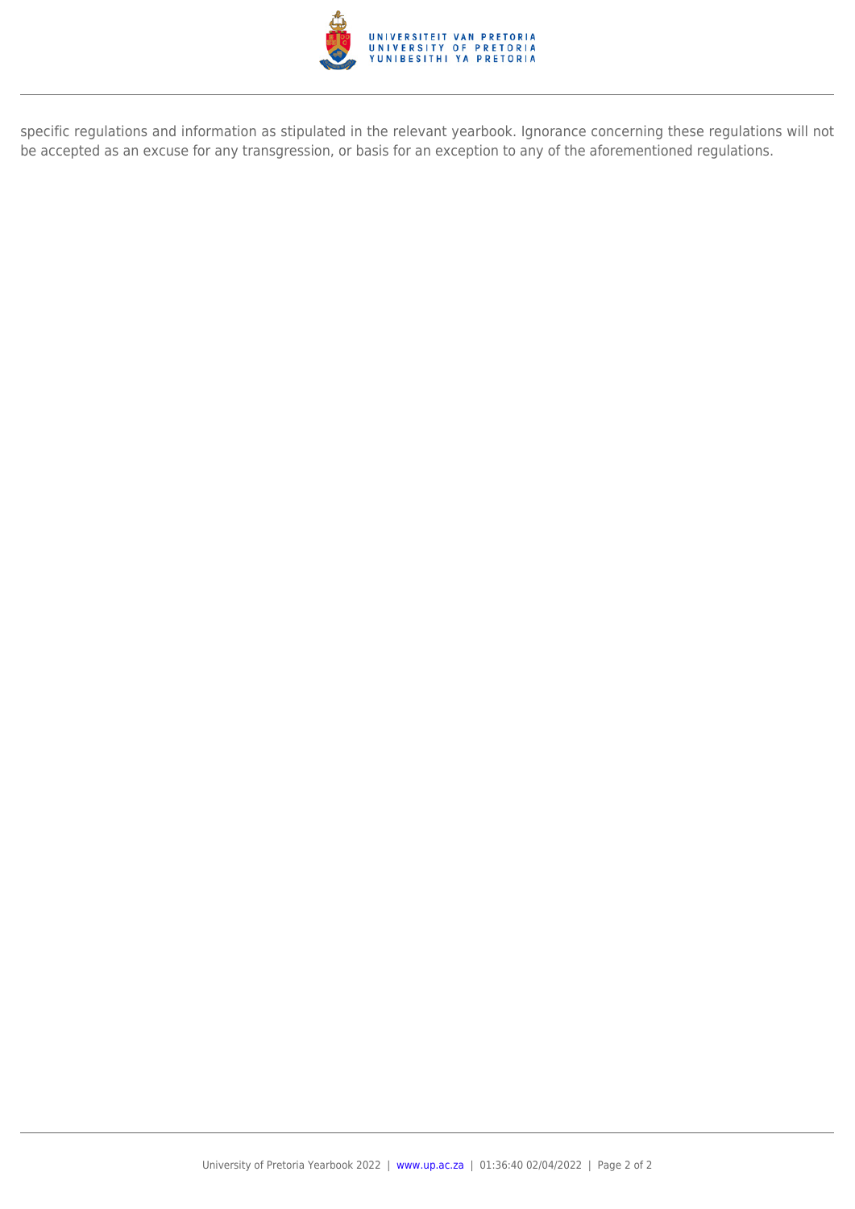specific regulations and information as stipulated in the relevant yearbook. Ignorance concerning these regulations will not be accepted as an excuse for any transgression, or basis for an exception to any of the aforementioned regulations.